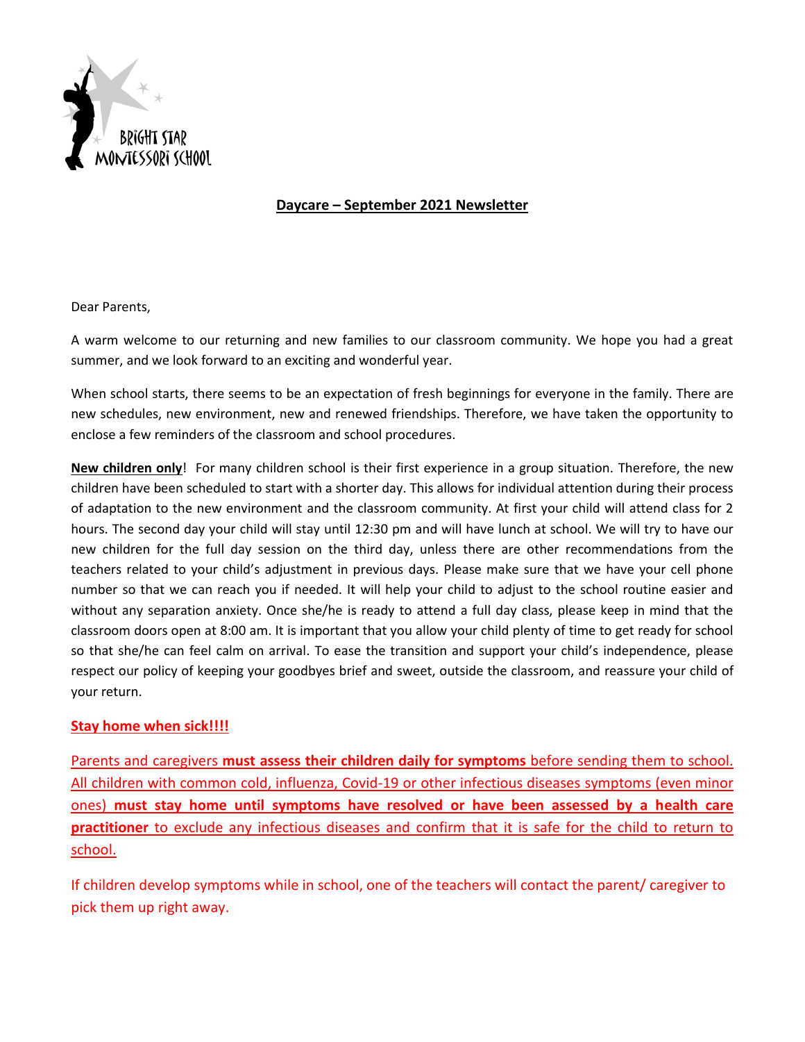BRIGHT STAR MONTESSORI SCHOOL

# Daycare – September 2021 Newsletter

Dear Parents,

A warm welcome to our returning and new families to our classroom community. We hope you had a great summer, and we look forward to an exciting and wonderful year.

When school starts, there seems to be an expectation of fresh beginnings for everyone in the family. There are new schedules, new environment, new and renewed friendships. Therefore, we have taken the opportunity to enclose a few reminders of the classroom and school procedures.

**New children only**! For many children school is their first experience in a group situation. Therefore, the new children have been scheduled to start with a shorter day. This allows for individual attention during their process of adaptation to the new environment and the classroom community. At first your child will attend class for 2 hours. The second day your child will stay until 12:30 pm and will have lunch at school. We will try to have our new children for the full day session on the third day, unless there are other recommendations from the teachers related to your child's adjustment in previous days. Please make sure that we have your cell phone number so that we can reach you if needed. It will help your child to adjust to the school routine easier and without any separation anxiety. Once she/he is ready to attend a full day class, please keep in mind that the classroom doors open at 8:00 am. It is important that you allow your child plenty of time to get ready for school so that she/he can feel calm on arrival. To ease the transition and support your child's independence, please respect our policy of keeping your goodbyes brief and sweet, outside the classroom, and reassure your child of your return.

**Stay home when sick!!!!**

Parents and caregivers **must assess their children daily for symptoms** before sending them to school. All children with common cold, influenza, Covid-19 or other infectious diseases symptoms (even minor ones) **must stay home until symptoms have resolved or have been assessed by a health care practitioner** to exclude any infectious diseases and confirm that it is safe for the child to return to school.

If children develop symptoms while in school, one of the teachers will contact the parent/ caregiver to pick them up right away.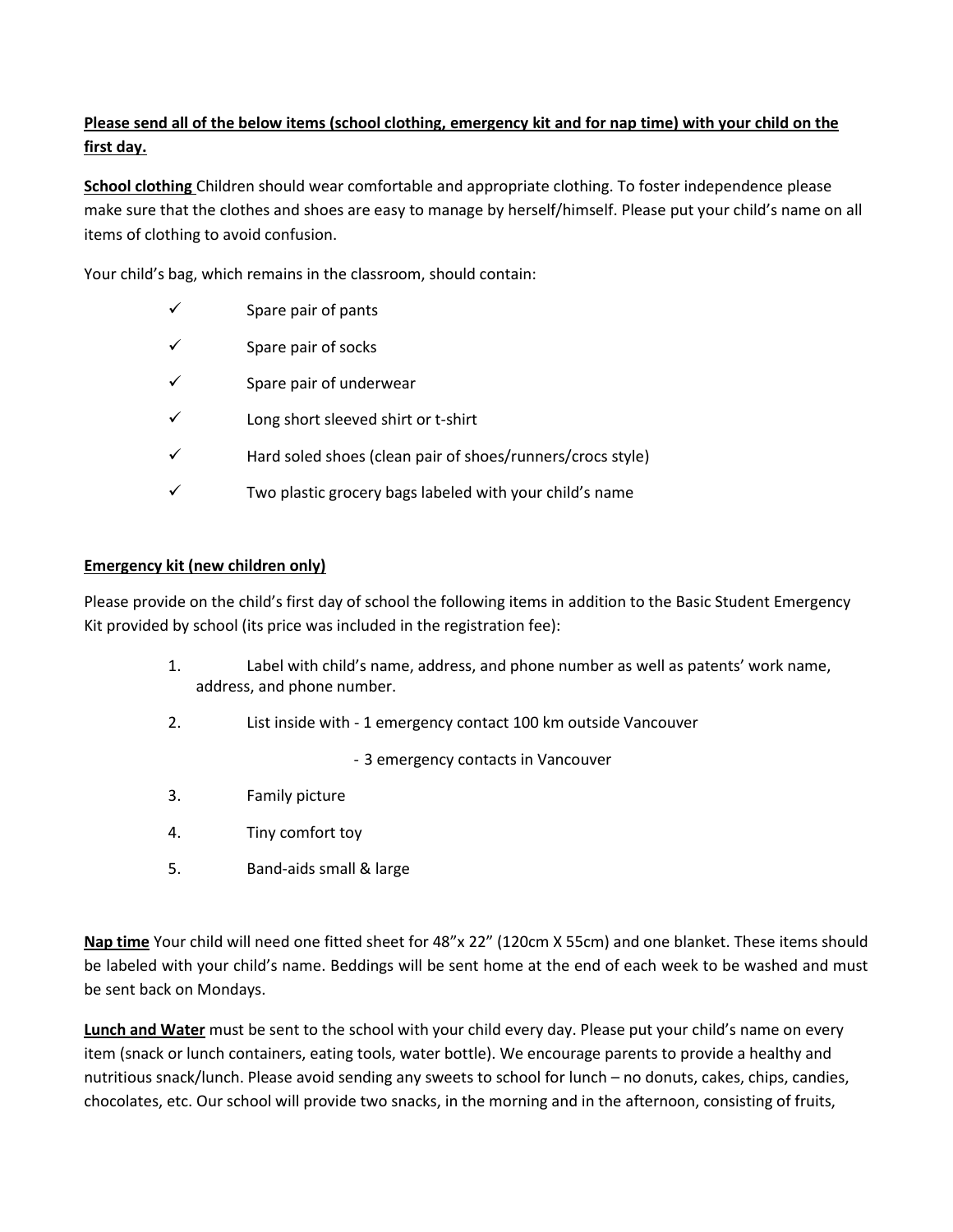**Please send all of the below items (school clothing, emergency kit and for nap time) with your child on the first day.**

**School clothing** Children should wear comfortable and appropriate clothing. To foster independence please make sure that the clothes and shoes are easy to manage by herself/himself. Please put your child's name on all items of clothing to avoid confusion.

Your child's bag, which remains in the classroom, should contain:

- ✓ Spare pair of pants
- ✓ Spare pair of socks
- ✓ Spare pair of underwear
- ✓ Long short sleeved shirt or t-shirt
- ✓ Hard soled shoes (clean pair of shoes/runners/crocs style)
- ✓ Two plastic grocery bags labeled with your child's name

**Emergency kit (new children only)**

Please provide on the child's first day of school the following items in addition to the Basic Student Emergency Kit provided by school (its price was included in the registration fee):

1. Label with child's name, address, and phone number as well as patents' work name, address, and phone number.
2. List inside with - 1 emergency contact 100 km outside Vancouver
   - 3 emergency contacts in Vancouver
3. Family picture
4. Tiny comfort toy
5. Band-aids small & large

**Nap time** Your child will need one fitted sheet for 48"x 22" (120cm X 55cm) and one blanket. These items should be labeled with your child's name. Beddings will be sent home at the end of each week to be washed and must be sent back on Mondays.

**Lunch and Water** must be sent to the school with your child every day. Please put your child's name on every item (snack or lunch containers, eating tools, water bottle). We encourage parents to provide a healthy and nutritious snack/lunch. Please avoid sending any sweets to school for lunch – no donuts, cakes, chips, candies, chocolates, etc. Our school will provide two snacks, in the morning and in the afternoon, consisting of fruits,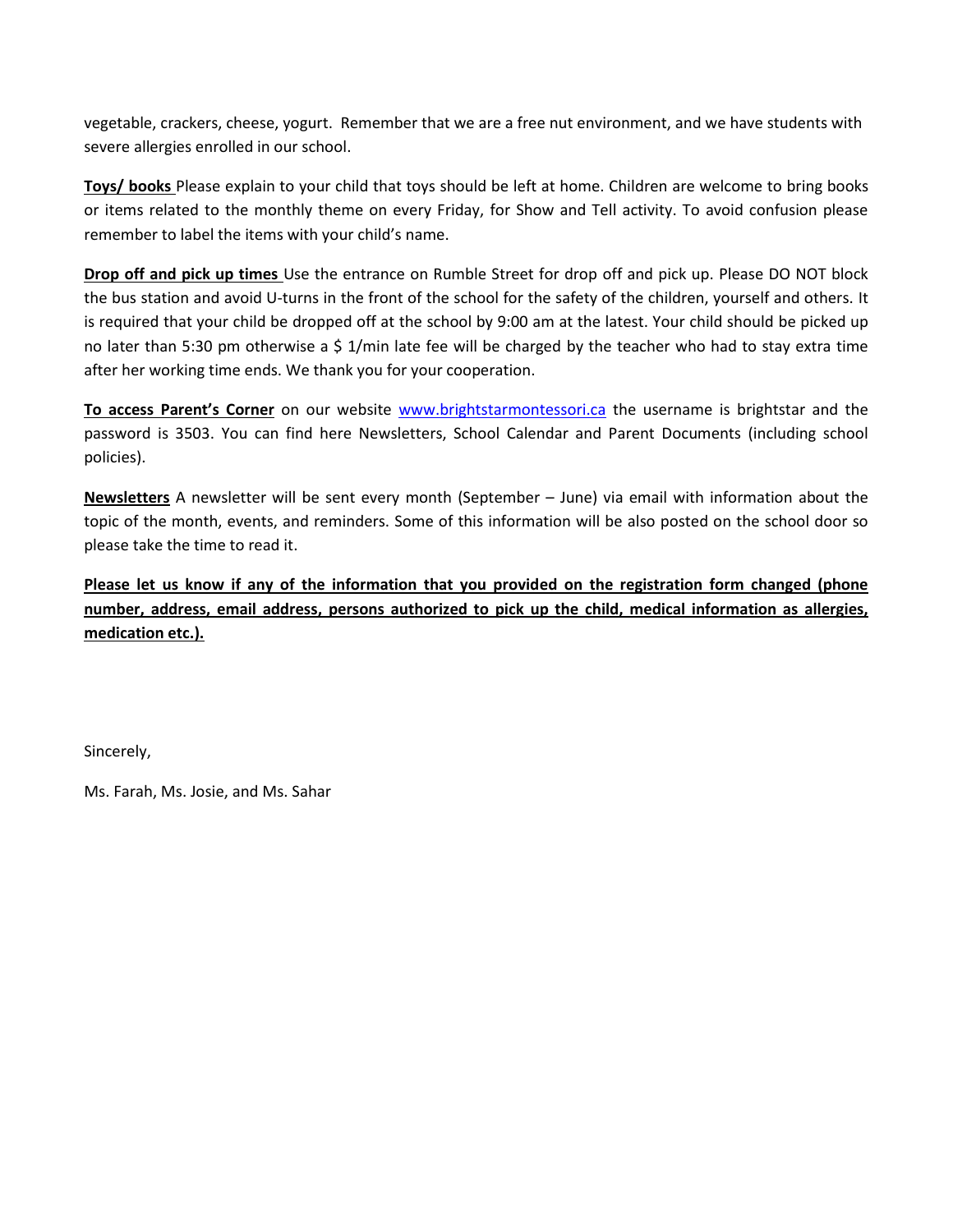vegetable, crackers, cheese, yogurt. Remember that we are a free nut environment, and we have students with severe allergies enrolled in our school.

**Toys/ books** Please explain to your child that toys should be left at home. Children are welcome to bring books or items related to the monthly theme on every Friday, for Show and Tell activity. To avoid confusion please remember to label the items with your child's name.

**Drop off and pick up times** Use the entrance on Rumble Street for drop off and pick up. Please DO NOT block the bus station and avoid U-turns in the front of the school for the safety of the children, yourself and others. It is required that your child be dropped off at the school by 9:00 am at the latest. Your child should be picked up no later than 5:30 pm otherwise a $ 1/min late fee will be charged by the teacher who had to stay extra time after her working time ends. We thank you for your cooperation.

**To access Parent's Corner** on our website [www.brightstarmontessori.ca](http://www.brightstarmontessori.ca) the username is brightstar and the password is 3503. You can find here Newsletters, School Calendar and Parent Documents (including school policies).

**Newsletters** A newsletter will be sent every month (September – June) via email with information about the topic of the month, events, and reminders. Some of this information will be also posted on the school door so please take the time to read it.

**Please let us know if any of the information that you provided on the registration form changed (phone number, address, email address, persons authorized to pick up the child, medical information as allergies, medication etc.).**

Sincerely,

Ms. Farah, Ms. Josie, and Ms. Sahar